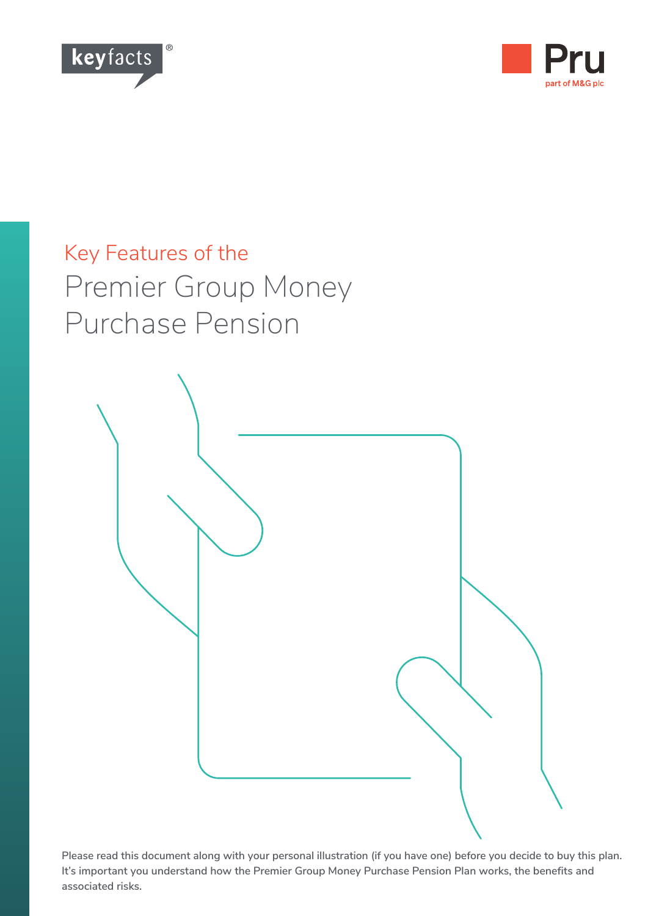keyfacts®

Pru
part of M&G plc

# Key Features of the Premier Group Money Purchase Pension

Please read this document along with your personal illustration (if you have one) before you decide to buy this plan. It's important you understand how the Premier Group Money Purchase Pension Plan works, the benefits and associated risks.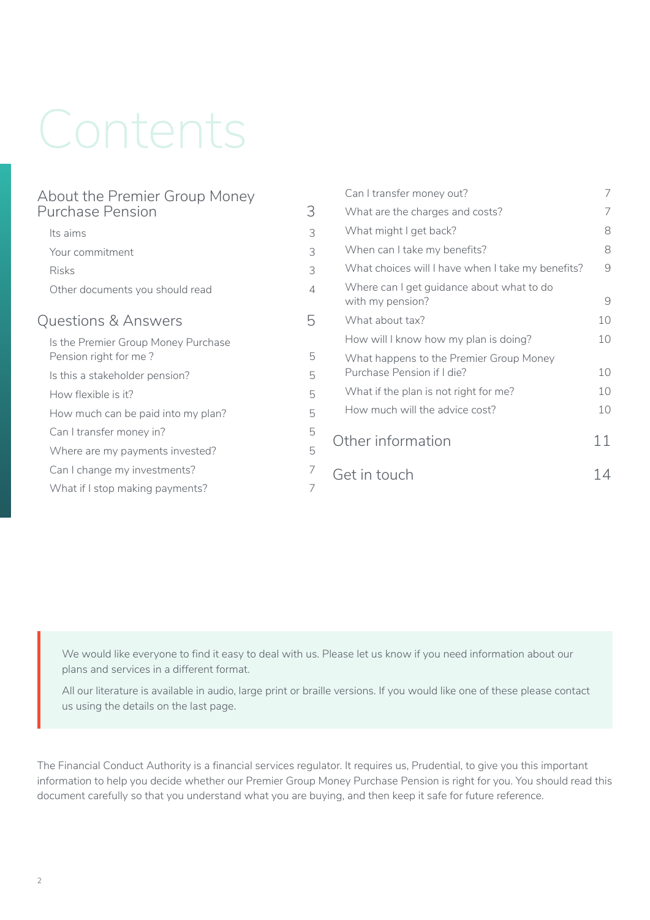# Contents

| | |
|---|---|
| **About the Premier Group Money Purchase Pension** | **3** |
| Its aims | 3 |
| Your commitment | 3 |
| Risks | 3 |
| Other documents you should read | 4 |
| **Questions & Answers** | **5** |
| Is the Premier Group Money Purchase Pension right for me ? | 5 |
| Is this a stakeholder pension? | 5 |
| How flexible is it? | 5 |
| How much can be paid into my plan? | 5 |
| Can I transfer money in? | 5 |
| Where are my payments invested? | 5 |
| Can I change my investments? | 7 |
| What if I stop making payments? | 7 |
| Can I transfer money out? | 7 |
| What are the charges and costs? | 7 |
| What might I get back? | 8 |
| When can I take my benefits? | 8 |
| What choices will I have when I take my benefits? | 9 |
| Where can I get guidance about what to do with my pension? | 9 |
| What about tax? | 10 |
| How will I know how my plan is doing? | 10 |
| What happens to the Premier Group Money Purchase Pension if I die? | 10 |
| What if the plan is not right for me? | 10 |
| How much will the advice cost? | 10 |
| **Other information** | **11** |
| **Get in touch** | **14** |

We would like everyone to find it easy to deal with us. Please let us know if you need information about our plans and services in a different format.

All our literature is available in audio, large print or braille versions. If you would like one of these please contact us using the details on the last page.

The Financial Conduct Authority is a financial services regulator. It requires us, Prudential, to give you this important information to help you decide whether our Premier Group Money Purchase Pension is right for you. You should read this document carefully so that you understand what you are buying, and then keep it safe for future reference.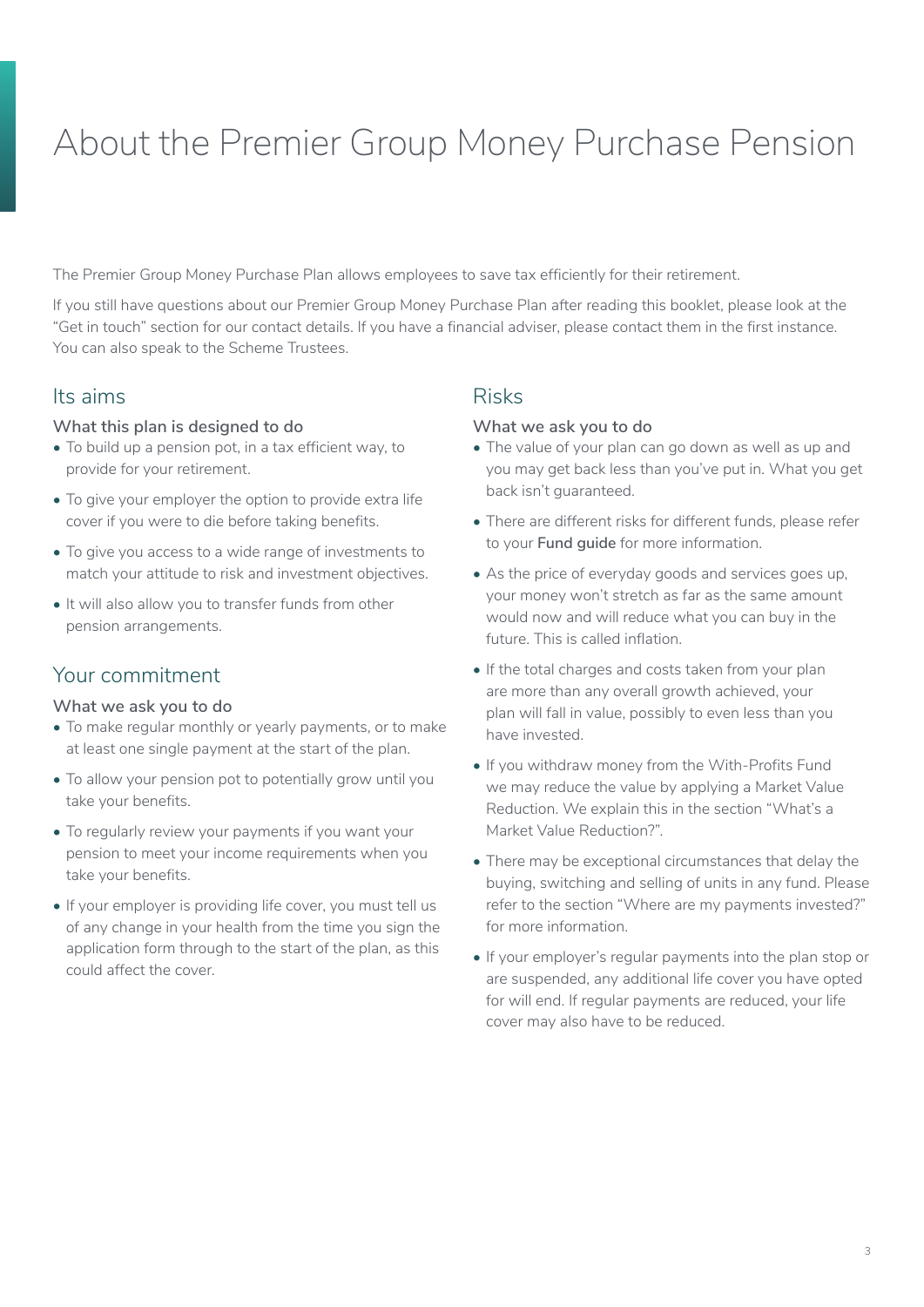# About the Premier Group Money Purchase Pension

The Premier Group Money Purchase Plan allows employees to save tax efficiently for their retirement.

If you still have questions about our Premier Group Money Purchase Plan after reading this booklet, please look at the "Get in touch" section for our contact details. If you have a financial adviser, please contact them in the first instance. You can also speak to the Scheme Trustees.

## Its aims

### What this plan is designed to do

- To build up a pension pot, in a tax efficient way, to provide for your retirement.
- To give your employer the option to provide extra life cover if you were to die before taking benefits.
- To give you access to a wide range of investments to match your attitude to risk and investment objectives.
- It will also allow you to transfer funds from other pension arrangements.

## Your commitment

### What we ask you to do

- To make regular monthly or yearly payments, or to make at least one single payment at the start of the plan.
- To allow your pension pot to potentially grow until you take your benefits.
- To regularly review your payments if you want your pension to meet your income requirements when you take your benefits.
- If your employer is providing life cover, you must tell us of any change in your health from the time you sign the application form through to the start of the plan, as this could affect the cover.

## Risks

### What we ask you to do

- The value of your plan can go down as well as up and you may get back less than you've put in. What you get back isn't guaranteed.
- There are different risks for different funds, please refer to your **Fund guide** for more information.
- As the price of everyday goods and services goes up, your money won't stretch as far as the same amount would now and will reduce what you can buy in the future. This is called inflation.
- If the total charges and costs taken from your plan are more than any overall growth achieved, your plan will fall in value, possibly to even less than you have invested.
- If you withdraw money from the With-Profits Fund we may reduce the value by applying a Market Value Reduction. We explain this in the section "What's a Market Value Reduction?".
- There may be exceptional circumstances that delay the buying, switching and selling of units in any fund. Please refer to the section "Where are my payments invested?" for more information.
- If your employer's regular payments into the plan stop or are suspended, any additional life cover you have opted for will end. If regular payments are reduced, your life cover may also have to be reduced.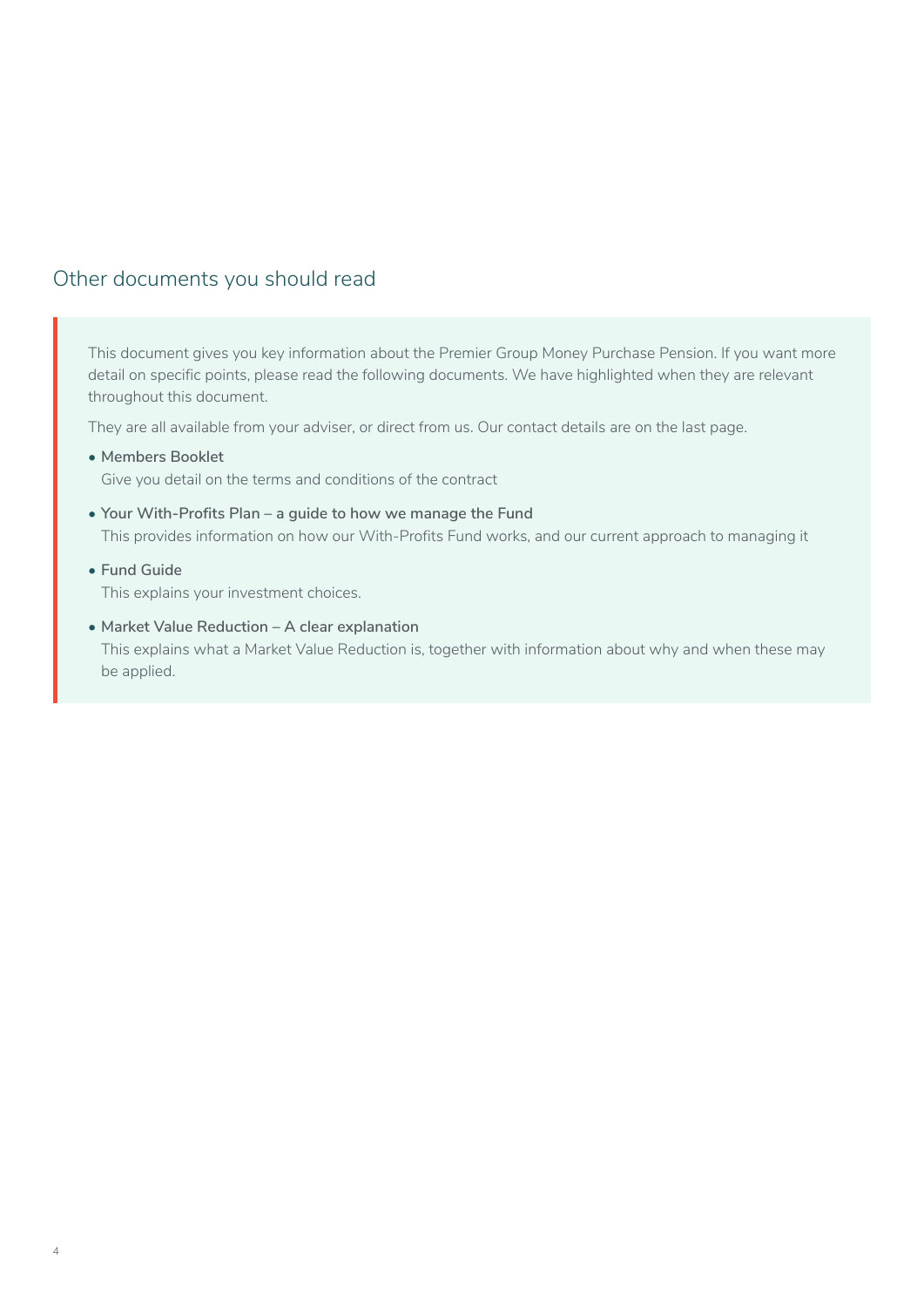## Other documents you should read

This document gives you key information about the Premier Group Money Purchase Pension. If you want more detail on specific points, please read the following documents. We have highlighted when they are relevant throughout this document.

They are all available from your adviser, or direct from us. Our contact details are on the last page.

- **Members Booklet**
  Give you detail on the terms and conditions of the contract
- **Your With-Profits Plan – a guide to how we manage the Fund**
  This provides information on how our With-Profits Fund works, and our current approach to managing it
- **Fund Guide**
  This explains your investment choices.
- **Market Value Reduction – A clear explanation**
  This explains what a Market Value Reduction is, together with information about why and when these may be applied.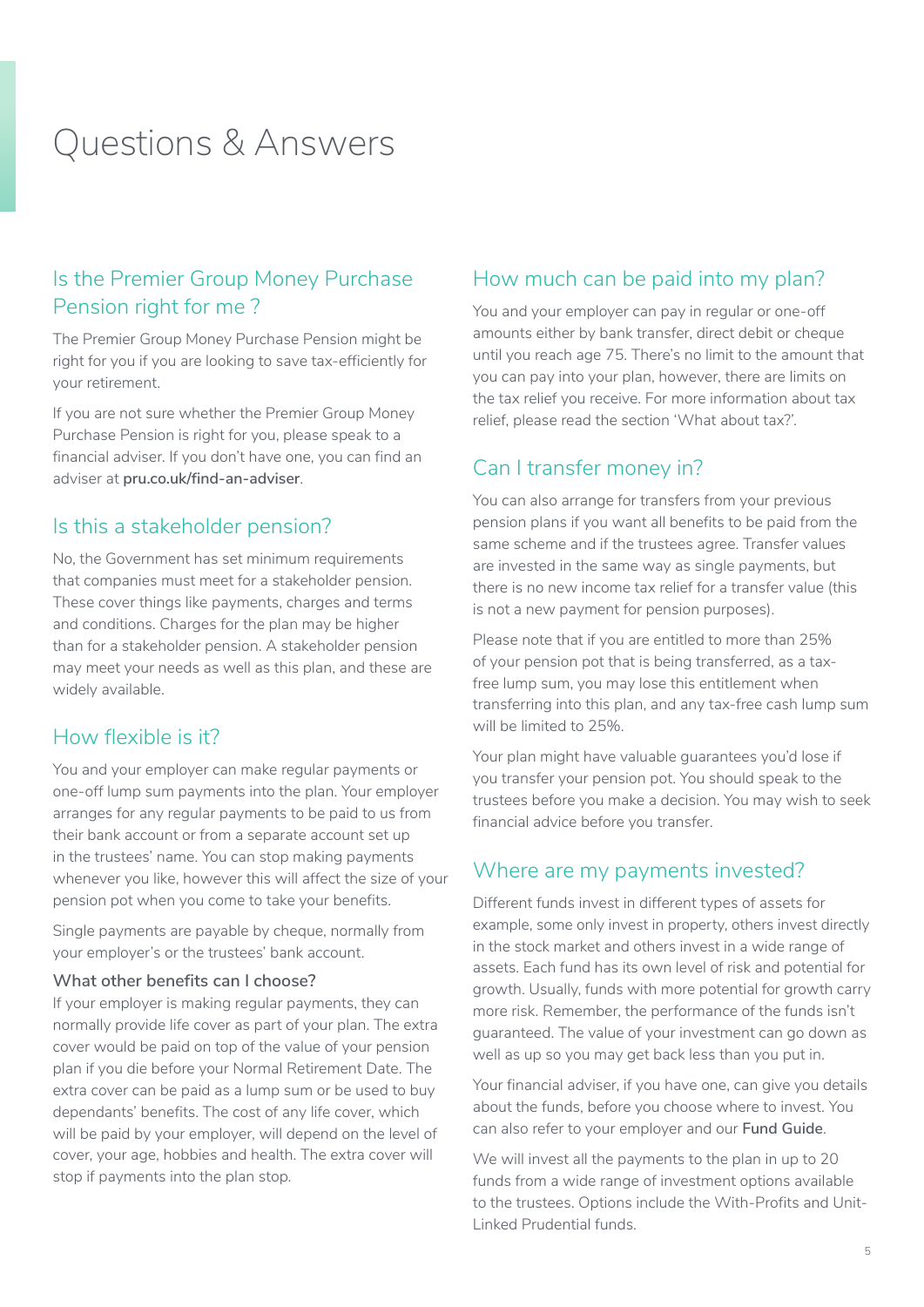# Questions & Answers

## Is the Premier Group Money Purchase Pension right for me ?

The Premier Group Money Purchase Pension might be right for you if you are looking to save tax-efficiently for your retirement.

If you are not sure whether the Premier Group Money Purchase Pension is right for you, please speak to a financial adviser. If you don't have one, you can find an adviser at **pru.co.uk/find-an-adviser**.

## Is this a stakeholder pension?

No, the Government has set minimum requirements that companies must meet for a stakeholder pension. These cover things like payments, charges and terms and conditions. Charges for the plan may be higher than for a stakeholder pension. A stakeholder pension may meet your needs as well as this plan, and these are widely available.

## How flexible is it?

You and your employer can make regular payments or one-off lump sum payments into the plan. Your employer arranges for any regular payments to be paid to us from their bank account or from a separate account set up in the trustees' name. You can stop making payments whenever you like, however this will affect the size of your pension pot when you come to take your benefits.

Single payments are payable by cheque, normally from your employer's or the trustees' bank account.

### What other benefits can I choose?

If your employer is making regular payments, they can normally provide life cover as part of your plan. The extra cover would be paid on top of the value of your pension plan if you die before your Normal Retirement Date. The extra cover can be paid as a lump sum or be used to buy dependants' benefits. The cost of any life cover, which will be paid by your employer, will depend on the level of cover, your age, hobbies and health. The extra cover will stop if payments into the plan stop.

## How much can be paid into my plan?

You and your employer can pay in regular or one-off amounts either by bank transfer, direct debit or cheque until you reach age 75. There's no limit to the amount that you can pay into your plan, however, there are limits on the tax relief you receive. For more information about tax relief, please read the section 'What about tax?'.

## Can I transfer money in?

You can also arrange for transfers from your previous pension plans if you want all benefits to be paid from the same scheme and if the trustees agree. Transfer values are invested in the same way as single payments, but there is no new income tax relief for a transfer value (this is not a new payment for pension purposes).

Please note that if you are entitled to more than 25% of your pension pot that is being transferred, as a tax-free lump sum, you may lose this entitlement when transferring into this plan, and any tax-free cash lump sum will be limited to 25%.

Your plan might have valuable guarantees you'd lose if you transfer your pension pot. You should speak to the trustees before you make a decision. You may wish to seek financial advice before you transfer.

## Where are my payments invested?

Different funds invest in different types of assets for example, some only invest in property, others invest directly in the stock market and others invest in a wide range of assets. Each fund has its own level of risk and potential for growth. Usually, funds with more potential for growth carry more risk. Remember, the performance of the funds isn't guaranteed. The value of your investment can go down as well as up so you may get back less than you put in.

Your financial adviser, if you have one, can give you details about the funds, before you choose where to invest. You can also refer to your employer and our **Fund Guide**.

We will invest all the payments to the plan in up to 20 funds from a wide range of investment options available to the trustees. Options include the With-Profits and Unit-Linked Prudential funds.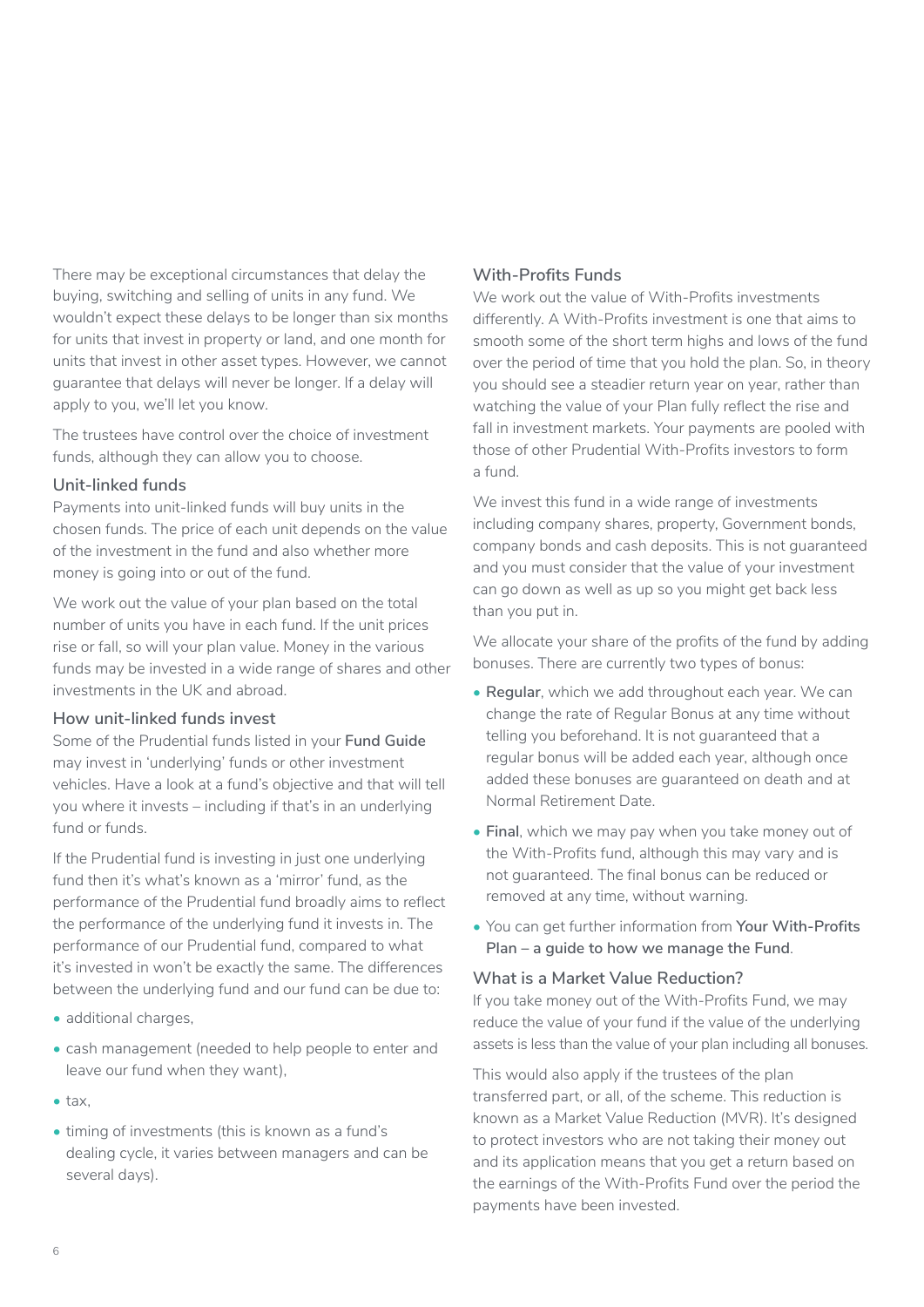There may be exceptional circumstances that delay the buying, switching and selling of units in any fund. We wouldn't expect these delays to be longer than six months for units that invest in property or land, and one month for units that invest in other asset types. However, we cannot guarantee that delays will never be longer. If a delay will apply to you, we'll let you know.

The trustees have control over the choice of investment funds, although they can allow you to choose.

### Unit-linked funds

Payments into unit-linked funds will buy units in the chosen funds. The price of each unit depends on the value of the investment in the fund and also whether more money is going into or out of the fund.

We work out the value of your plan based on the total number of units you have in each fund. If the unit prices rise or fall, so will your plan value. Money in the various funds may be invested in a wide range of shares and other investments in the UK and abroad.

### How unit-linked funds invest

Some of the Prudential funds listed in your **Fund Guide** may invest in 'underlying' funds or other investment vehicles. Have a look at a fund's objective and that will tell you where it invests – including if that's in an underlying fund or funds.

If the Prudential fund is investing in just one underlying fund then it's what's known as a 'mirror' fund, as the performance of the Prudential fund broadly aims to reflect the performance of the underlying fund it invests in. The performance of our Prudential fund, compared to what it's invested in won't be exactly the same. The differences between the underlying fund and our fund can be due to:

- additional charges,
- cash management (needed to help people to enter and leave our fund when they want),
- tax,
- timing of investments (this is known as a fund's dealing cycle, it varies between managers and can be several days).

### With-Profits Funds

We work out the value of With-Profits investments differently. A With-Profits investment is one that aims to smooth some of the short term highs and lows of the fund over the period of time that you hold the plan. So, in theory you should see a steadier return year on year, rather than watching the value of your Plan fully reflect the rise and fall in investment markets. Your payments are pooled with those of other Prudential With-Profits investors to form a fund.

We invest this fund in a wide range of investments including company shares, property, Government bonds, company bonds and cash deposits. This is not guaranteed and you must consider that the value of your investment can go down as well as up so you might get back less than you put in.

We allocate your share of the profits of the fund by adding bonuses. There are currently two types of bonus:

- **Regular**, which we add throughout each year. We can change the rate of Regular Bonus at any time without telling you beforehand. It is not guaranteed that a regular bonus will be added each year, although once added these bonuses are guaranteed on death and at Normal Retirement Date.
- **Final**, which we may pay when you take money out of the With-Profits fund, although this may vary and is not guaranteed. The final bonus can be reduced or removed at any time, without warning.
- You can get further information from **Your With-Profits Plan – a guide to how we manage the Fund**.

### What is a Market Value Reduction?

If you take money out of the With-Profits Fund, we may reduce the value of your fund if the value of the underlying assets is less than the value of your plan including all bonuses.

This would also apply if the trustees of the plan transferred part, or all, of the scheme. This reduction is known as a Market Value Reduction (MVR). It's designed to protect investors who are not taking their money out and its application means that you get a return based on the earnings of the With-Profits Fund over the period the payments have been invested.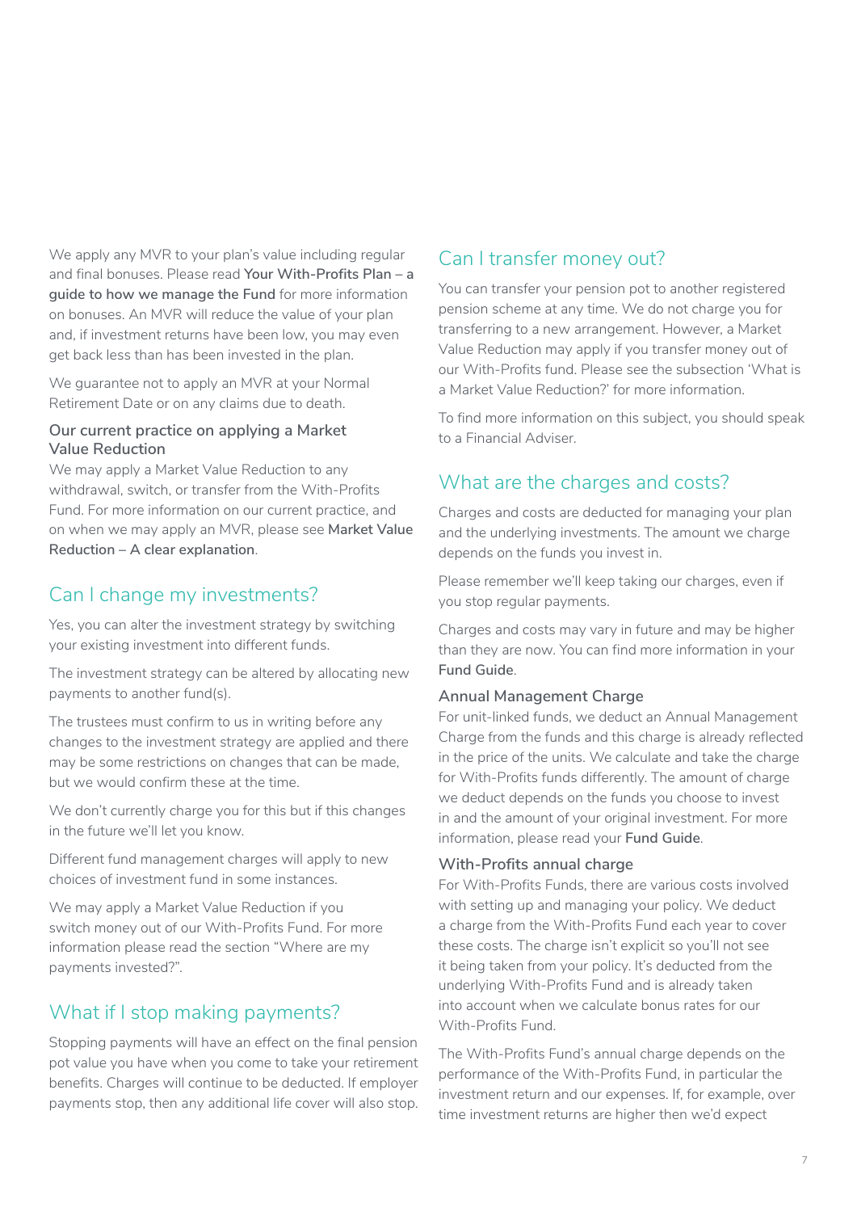We apply any MVR to your plan's value including regular and final bonuses. Please read **Your With-Profits Plan – a guide to how we manage the Fund** for more information on bonuses. An MVR will reduce the value of your plan and, if investment returns have been low, you may even get back less than has been invested in the plan.

We guarantee not to apply an MVR at your Normal Retirement Date or on any claims due to death.

### Our current practice on applying a Market Value Reduction

We may apply a Market Value Reduction to any withdrawal, switch, or transfer from the With-Profits Fund. For more information on our current practice, and on when we may apply an MVR, please see **Market Value Reduction – A clear explanation**.

## Can I change my investments?

Yes, you can alter the investment strategy by switching your existing investment into different funds.

The investment strategy can be altered by allocating new payments to another fund(s).

The trustees must confirm to us in writing before any changes to the investment strategy are applied and there may be some restrictions on changes that can be made, but we would confirm these at the time.

We don't currently charge you for this but if this changes in the future we'll let you know.

Different fund management charges will apply to new choices of investment fund in some instances.

We may apply a Market Value Reduction if you switch money out of our With-Profits Fund. For more information please read the section "Where are my payments invested?".

## What if I stop making payments?

Stopping payments will have an effect on the final pension pot value you have when you come to take your retirement benefits. Charges will continue to be deducted. If employer payments stop, then any additional life cover will also stop.

## Can I transfer money out?

You can transfer your pension pot to another registered pension scheme at any time. We do not charge you for transferring to a new arrangement. However, a Market Value Reduction may apply if you transfer money out of our With-Profits fund. Please see the subsection 'What is a Market Value Reduction?' for more information.

To find more information on this subject, you should speak to a Financial Adviser.

## What are the charges and costs?

Charges and costs are deducted for managing your plan and the underlying investments. The amount we charge depends on the funds you invest in.

Please remember we'll keep taking our charges, even if you stop regular payments.

Charges and costs may vary in future and may be higher than they are now. You can find more information in your **Fund Guide**.

### Annual Management Charge

For unit-linked funds, we deduct an Annual Management Charge from the funds and this charge is already reflected in the price of the units. We calculate and take the charge for With-Profits funds differently. The amount of charge we deduct depends on the funds you choose to invest in and the amount of your original investment. For more information, please read your **Fund Guide**.

### With-Profits annual charge

For With-Profits Funds, there are various costs involved with setting up and managing your policy. We deduct a charge from the With-Profits Fund each year to cover these costs. The charge isn't explicit so you'll not see it being taken from your policy. It's deducted from the underlying With-Profits Fund and is already taken into account when we calculate bonus rates for our With-Profits Fund.

The With-Profits Fund's annual charge depends on the performance of the With-Profits Fund, in particular the investment return and our expenses. If, for example, over time investment returns are higher then we'd expect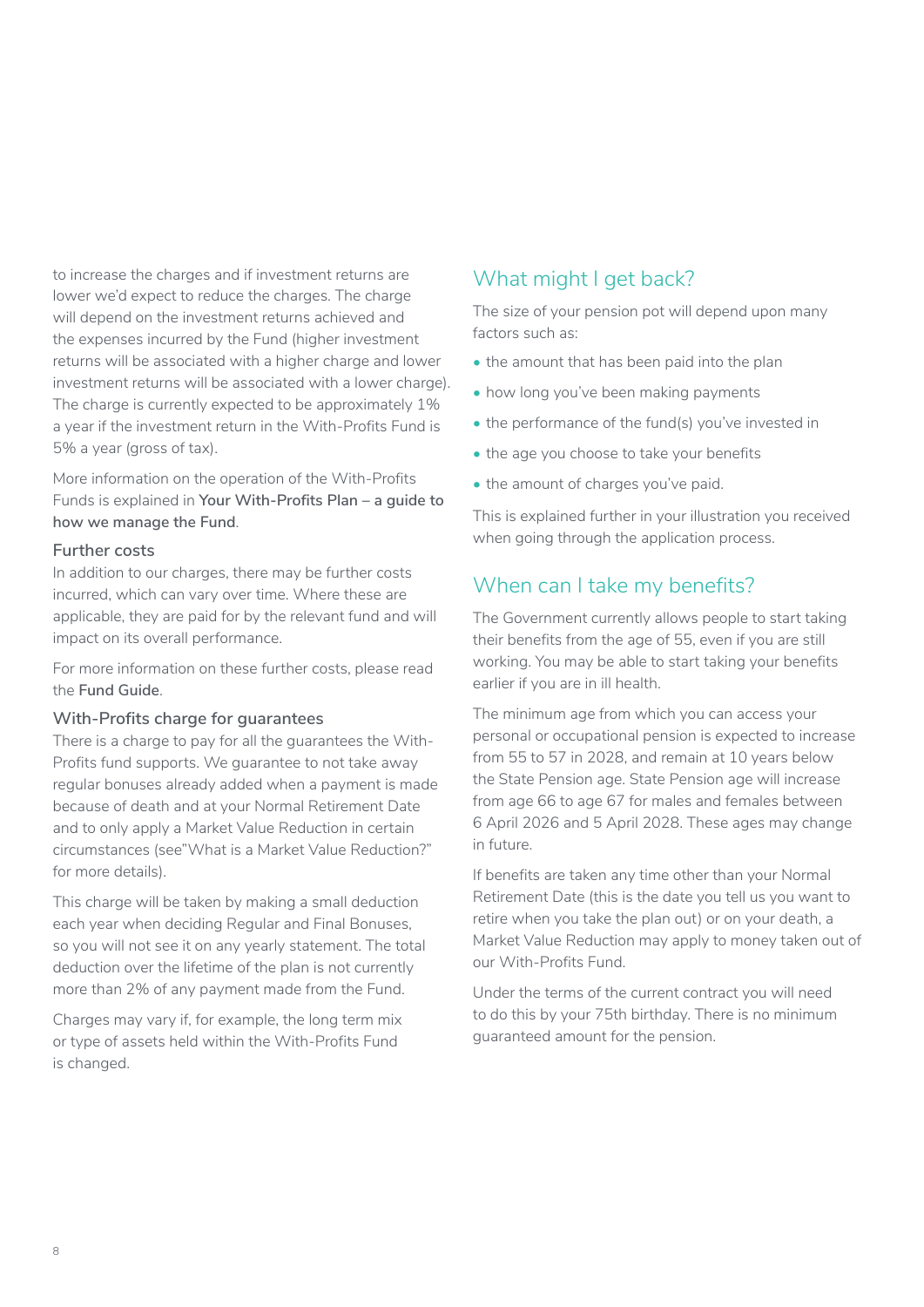to increase the charges and if investment returns are lower we'd expect to reduce the charges. The charge will depend on the investment returns achieved and the expenses incurred by the Fund (higher investment returns will be associated with a higher charge and lower investment returns will be associated with a lower charge). The charge is currently expected to be approximately 1% a year if the investment return in the With-Profits Fund is 5% a year (gross of tax).

More information on the operation of the With-Profits Funds is explained in **Your With-Profits Plan – a guide to how we manage the Fund**.

### Further costs

In addition to our charges, there may be further costs incurred, which can vary over time. Where these are applicable, they are paid for by the relevant fund and will impact on its overall performance.

For more information on these further costs, please read the **Fund Guide**.

### With-Profits charge for guarantees

There is a charge to pay for all the guarantees the With-Profits fund supports. We guarantee to not take away regular bonuses already added when a payment is made because of death and at your Normal Retirement Date and to only apply a Market Value Reduction in certain circumstances (see"What is a Market Value Reduction?" for more details).

This charge will be taken by making a small deduction each year when deciding Regular and Final Bonuses, so you will not see it on any yearly statement. The total deduction over the lifetime of the plan is not currently more than 2% of any payment made from the Fund.

Charges may vary if, for example, the long term mix or type of assets held within the With-Profits Fund is changed.

## What might I get back?

The size of your pension pot will depend upon many factors such as:

- the amount that has been paid into the plan
- how long you've been making payments
- the performance of the fund(s) you've invested in
- the age you choose to take your benefits
- the amount of charges you've paid.

This is explained further in your illustration you received when going through the application process.

## When can I take my benefits?

The Government currently allows people to start taking their benefits from the age of 55, even if you are still working. You may be able to start taking your benefits earlier if you are in ill health.

The minimum age from which you can access your personal or occupational pension is expected to increase from 55 to 57 in 2028, and remain at 10 years below the State Pension age. State Pension age will increase from age 66 to age 67 for males and females between 6 April 2026 and 5 April 2028. These ages may change in future.

If benefits are taken any time other than your Normal Retirement Date (this is the date you tell us you want to retire when you take the plan out) or on your death, a Market Value Reduction may apply to money taken out of our With-Profits Fund.

Under the terms of the current contract you will need to do this by your 75th birthday. There is no minimum guaranteed amount for the pension.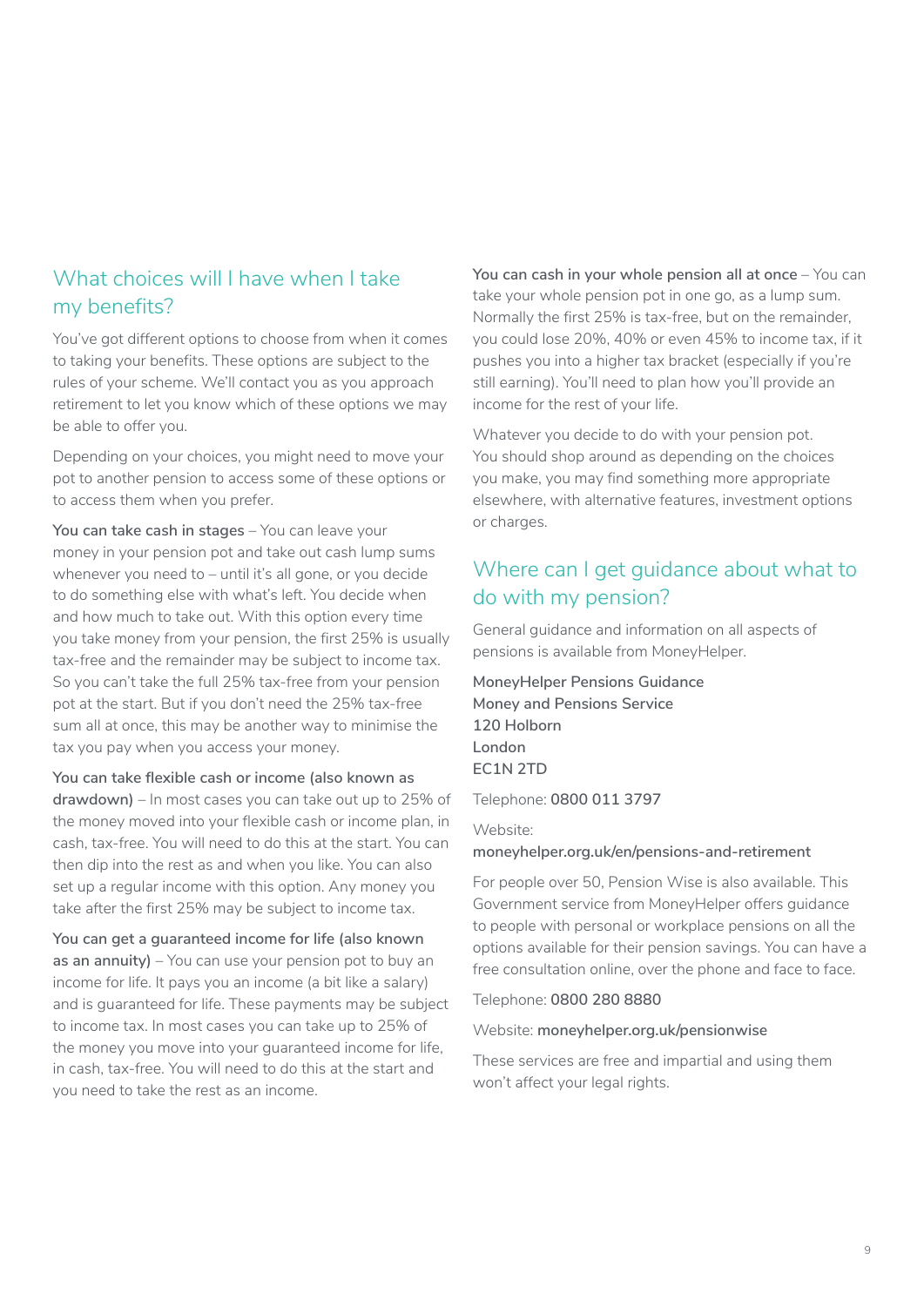## What choices will I have when I take my benefits?

You've got different options to choose from when it comes to taking your benefits. These options are subject to the rules of your scheme. We'll contact you as you approach retirement to let you know which of these options we may be able to offer you.

Depending on your choices, you might need to move your pot to another pension to access some of these options or to access them when you prefer.

**You can take cash in stages** – You can leave your money in your pension pot and take out cash lump sums whenever you need to – until it's all gone, or you decide to do something else with what's left. You decide when and how much to take out. With this option every time you take money from your pension, the first 25% is usually tax-free and the remainder may be subject to income tax. So you can't take the full 25% tax-free from your pension pot at the start. But if you don't need the 25% tax-free sum all at once, this may be another way to minimise the tax you pay when you access your money.

**You can take flexible cash or income (also known as drawdown)** – In most cases you can take out up to 25% of the money moved into your flexible cash or income plan, in cash, tax-free. You will need to do this at the start. You can then dip into the rest as and when you like. You can also set up a regular income with this option. Any money you take after the first 25% may be subject to income tax.

**You can get a guaranteed income for life (also known as an annuity)** – You can use your pension pot to buy an income for life. It pays you an income (a bit like a salary) and is guaranteed for life. These payments may be subject to income tax. In most cases you can take up to 25% of the money you move into your guaranteed income for life, in cash, tax-free. You will need to do this at the start and you need to take the rest as an income.

**You can cash in your whole pension all at once** – You can take your whole pension pot in one go, as a lump sum. Normally the first 25% is tax-free, but on the remainder, you could lose 20%, 40% or even 45% to income tax, if it pushes you into a higher tax bracket (especially if you're still earning). You'll need to plan how you'll provide an income for the rest of your life.

Whatever you decide to do with your pension pot. You should shop around as depending on the choices you make, you may find something more appropriate elsewhere, with alternative features, investment options or charges.

## Where can I get guidance about what to do with my pension?

General guidance and information on all aspects of pensions is available from MoneyHelper.

**MoneyHelper Pensions Guidance**
**Money and Pensions Service**
**120 Holborn**
**London**
**EC1N 2TD**

Telephone: **0800 011 3797**

Website:
**moneyhelper.org.uk/en/pensions-and-retirement**

For people over 50, Pension Wise is also available. This Government service from MoneyHelper offers guidance to people with personal or workplace pensions on all the options available for their pension savings. You can have a free consultation online, over the phone and face to face.

Telephone: **0800 280 8880**

Website: **moneyhelper.org.uk/pensionwise**

These services are free and impartial and using them won't affect your legal rights.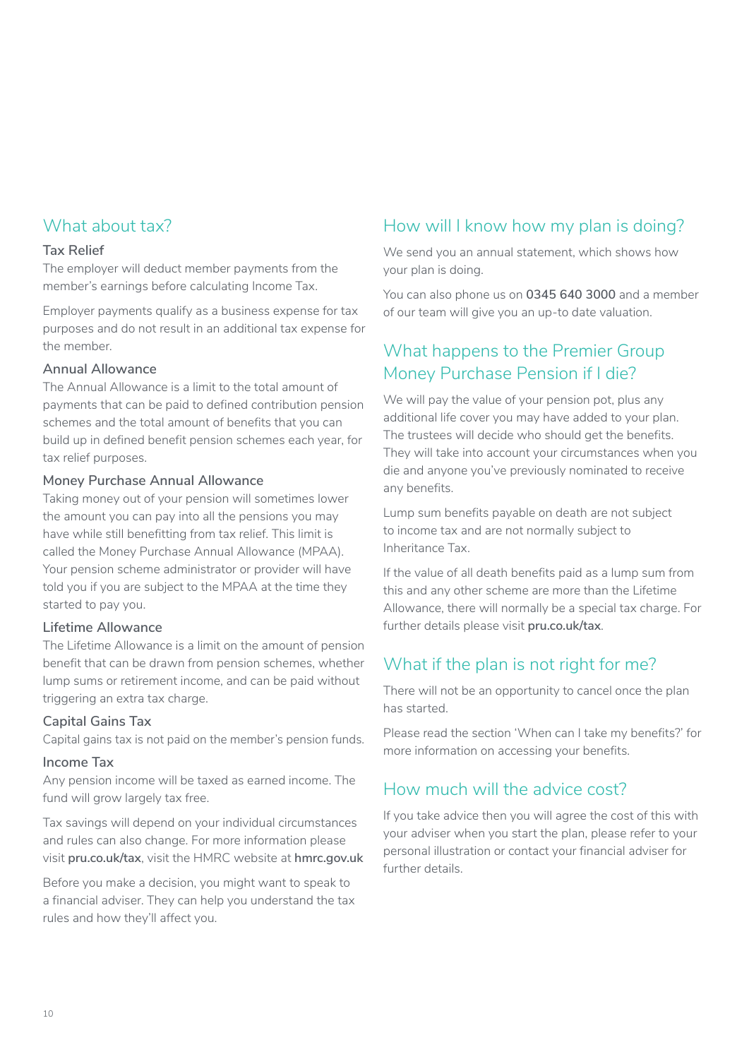## What about tax?

### Tax Relief

The employer will deduct member payments from the member's earnings before calculating Income Tax.

Employer payments qualify as a business expense for tax purposes and do not result in an additional tax expense for the member.

### Annual Allowance

The Annual Allowance is a limit to the total amount of payments that can be paid to defined contribution pension schemes and the total amount of benefits that you can build up in defined benefit pension schemes each year, for tax relief purposes.

### Money Purchase Annual Allowance

Taking money out of your pension will sometimes lower the amount you can pay into all the pensions you may have while still benefitting from tax relief. This limit is called the Money Purchase Annual Allowance (MPAA). Your pension scheme administrator or provider will have told you if you are subject to the MPAA at the time they started to pay you.

### Lifetime Allowance

The Lifetime Allowance is a limit on the amount of pension benefit that can be drawn from pension schemes, whether lump sums or retirement income, and can be paid without triggering an extra tax charge.

### Capital Gains Tax

Capital gains tax is not paid on the member's pension funds.

### Income Tax

Any pension income will be taxed as earned income. The fund will grow largely tax free.

Tax savings will depend on your individual circumstances and rules can also change. For more information please visit **pru.co.uk/tax**, visit the HMRC website at **hmrc.gov.uk**

Before you make a decision, you might want to speak to a financial adviser. They can help you understand the tax rules and how they'll affect you.

## How will I know how my plan is doing?

We send you an annual statement, which shows how your plan is doing.

You can also phone us on **0345 640 3000** and a member of our team will give you an up-to date valuation.

## What happens to the Premier Group Money Purchase Pension if I die?

We will pay the value of your pension pot, plus any additional life cover you may have added to your plan. The trustees will decide who should get the benefits. They will take into account your circumstances when you die and anyone you've previously nominated to receive any benefits.

Lump sum benefits payable on death are not subject to income tax and are not normally subject to Inheritance Tax.

If the value of all death benefits paid as a lump sum from this and any other scheme are more than the Lifetime Allowance, there will normally be a special tax charge. For further details please visit **pru.co.uk/tax**.

## What if the plan is not right for me?

There will not be an opportunity to cancel once the plan has started.

Please read the section 'When can I take my benefits?' for more information on accessing your benefits.

## How much will the advice cost?

If you take advice then you will agree the cost of this with your adviser when you start the plan, please refer to your personal illustration or contact your financial adviser for further details.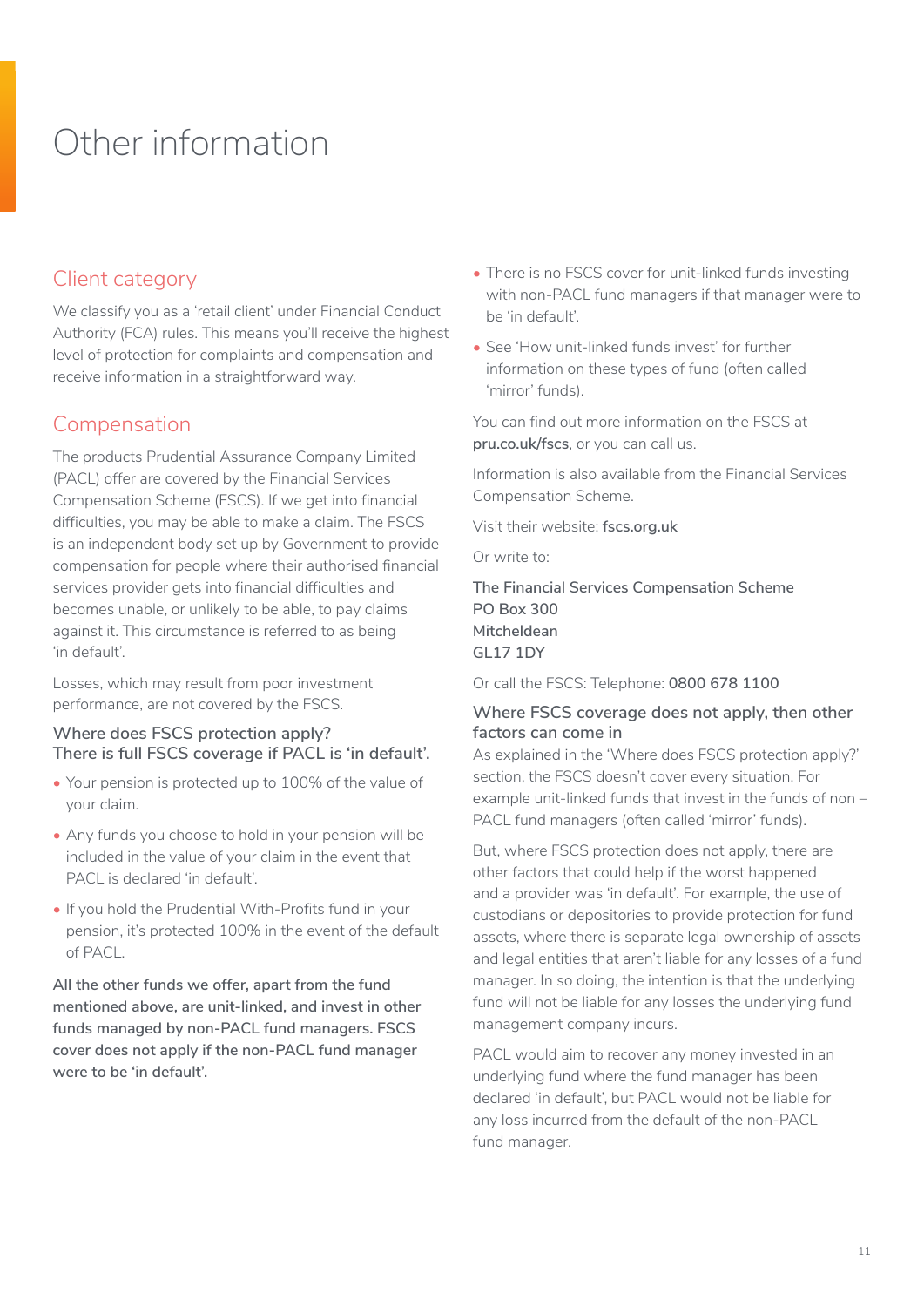// Other information

## Client category

We classify you as a 'retail client' under Financial Conduct Authority (FCA) rules. This means you'll receive the highest level of protection for complaints and compensation and receive information in a straightforward way.

## Compensation

The products Prudential Assurance Company Limited (PACL) offer are covered by the Financial Services Compensation Scheme (FSCS). If we get into financial difficulties, you may be able to make a claim. The FSCS is an independent body set up by Government to provide compensation for people where their authorised financial services provider gets into financial difficulties and becomes unable, or unlikely to be able, to pay claims against it. This circumstance is referred to as being 'in default'.

Losses, which may result from poor investment performance, are not covered by the FSCS.

### Where does FSCS protection apply?
### There is full FSCS coverage if PACL is 'in default'.

- Your pension is protected up to 100% of the value of your claim.
- Any funds you choose to hold in your pension will be included in the value of your claim in the event that PACL is declared 'in default'.
- If you hold the Prudential With-Profits fund in your pension, it's protected 100% in the event of the default of PACL.

**All the other funds we offer, apart from the fund mentioned above, are unit-linked, and invest in other funds managed by non-PACL fund managers. FSCS cover does not apply if the non-PACL fund manager were to be 'in default'.**

- There is no FSCS cover for unit-linked funds investing with non-PACL fund managers if that manager were to be 'in default'.
- See 'How unit-linked funds invest' for further information on these types of fund (often called 'mirror' funds).

You can find out more information on the FSCS at **pru.co.uk/fscs**, or you can call us.

Information is also available from the Financial Services Compensation Scheme.

Visit their website: **fscs.org.uk**

Or write to:

**The Financial Services Compensation Scheme**
**PO Box 300**
**Mitcheldean**
**GL17 1DY**

Or call the FSCS: Telephone: **0800 678 1100**

### Where FSCS coverage does not apply, then other factors can come in

As explained in the 'Where does FSCS protection apply?' section, the FSCS doesn't cover every situation. For example unit-linked funds that invest in the funds of non – PACL fund managers (often called 'mirror' funds).

But, where FSCS protection does not apply, there are other factors that could help if the worst happened and a provider was 'in default'. For example, the use of custodians or depositories to provide protection for fund assets, where there is separate legal ownership of assets and legal entities that aren't liable for any losses of a fund manager. In so doing, the intention is that the underlying fund will not be liable for any losses the underlying fund management company incurs.

PACL would aim to recover any money invested in an underlying fund where the fund manager has been declared 'in default', but PACL would not be liable for any loss incurred from the default of the non-PACL fund manager.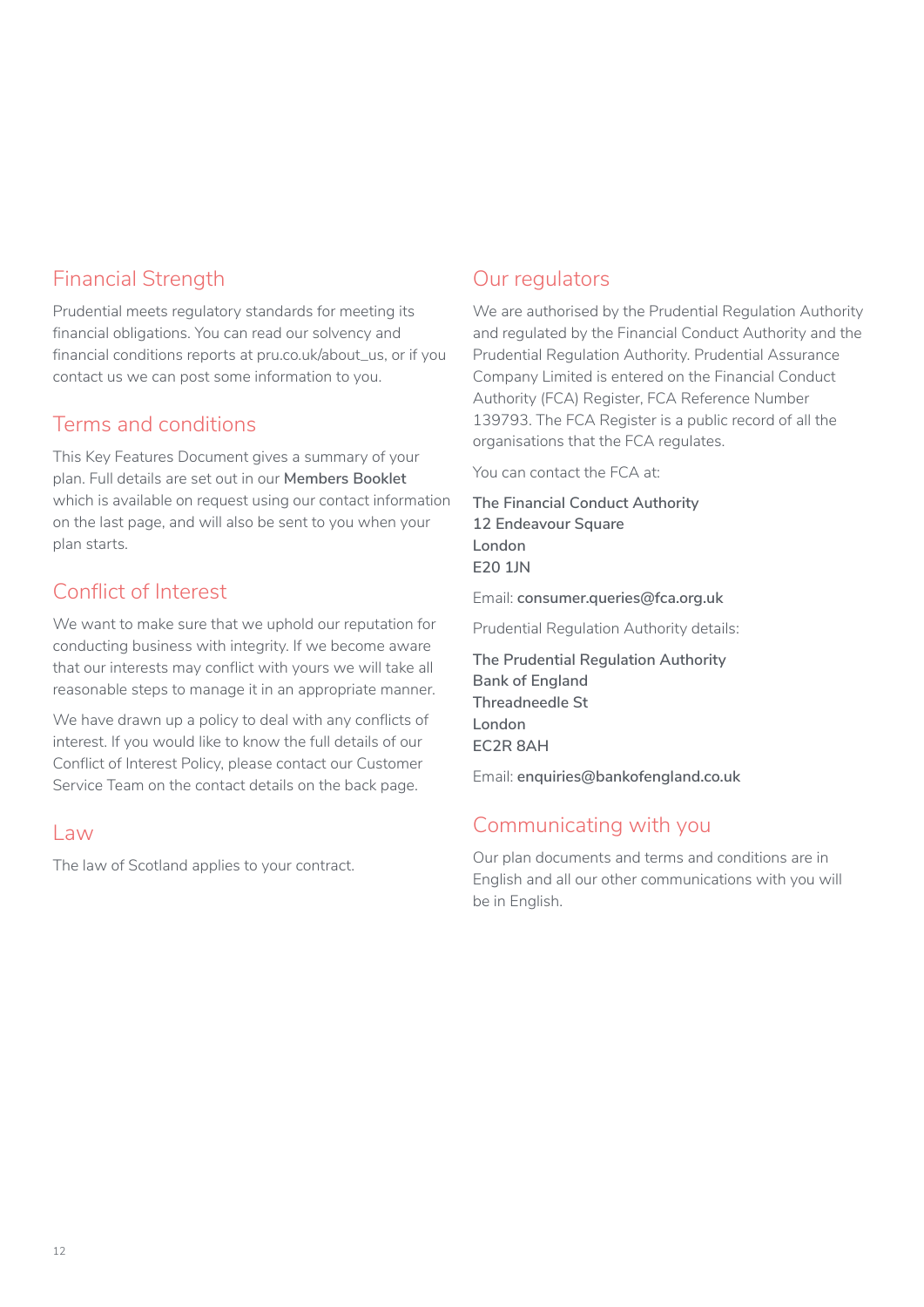## Financial Strength

Prudential meets regulatory standards for meeting its financial obligations. You can read our solvency and financial conditions reports at pru.co.uk/about_us, or if you contact us we can post some information to you.

## Terms and conditions

This Key Features Document gives a summary of your plan. Full details are set out in our **Members Booklet** which is available on request using our contact information on the last page, and will also be sent to you when your plan starts.

## Conflict of Interest

We want to make sure that we uphold our reputation for conducting business with integrity. If we become aware that our interests may conflict with yours we will take all reasonable steps to manage it in an appropriate manner.

We have drawn up a policy to deal with any conflicts of interest. If you would like to know the full details of our Conflict of Interest Policy, please contact our Customer Service Team on the contact details on the back page.

## Law

The law of Scotland applies to your contract.

## Our regulators

We are authorised by the Prudential Regulation Authority and regulated by the Financial Conduct Authority and the Prudential Regulation Authority. Prudential Assurance Company Limited is entered on the Financial Conduct Authority (FCA) Register, FCA Reference Number 139793. The FCA Register is a public record of all the organisations that the FCA regulates.

You can contact the FCA at:

**The Financial Conduct Authority**
**12 Endeavour Square**
**London**
**E20 1JN**

Email: **consumer.queries@fca.org.uk**

Prudential Regulation Authority details:

**The Prudential Regulation Authority**
**Bank of England**
**Threadneedle St**
**London**
**EC2R 8AH**

Email: **enquiries@bankofengland.co.uk**

## Communicating with you

Our plan documents and terms and conditions are in English and all our other communications with you will be in English.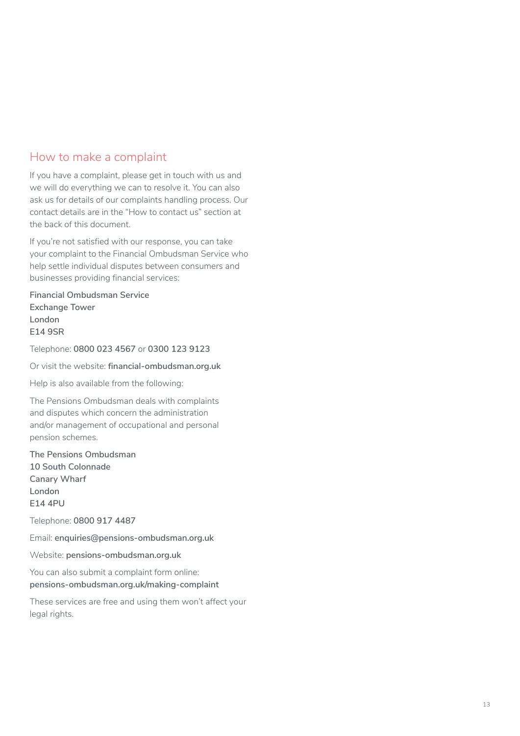## How to make a complaint

If you have a complaint, please get in touch with us and we will do everything we can to resolve it. You can also ask us for details of our complaints handling process. Our contact details are in the "How to contact us" section at the back of this document.

If you're not satisfied with our response, you can take your complaint to the Financial Ombudsman Service who help settle individual disputes between consumers and businesses providing financial services:

**Financial Ombudsman Service**
**Exchange Tower**
**London**
**E14 9SR**

Telephone: **0800 023 4567** or **0300 123 9123**

Or visit the website: **financial-ombudsman.org.uk**

Help is also available from the following:

The Pensions Ombudsman deals with complaints and disputes which concern the administration and/or management of occupational and personal pension schemes.

**The Pensions Ombudsman**
**10 South Colonnade**
**Canary Wharf**
**London**
**E14 4PU**

Telephone: **0800 917 4487**

Email: **enquiries@pensions-ombudsman.org.uk**

Website: **pensions-ombudsman.org.uk**

You can also submit a complaint form online:
**pensions-ombudsman.org.uk/making-complaint**

These services are free and using them won't affect your legal rights.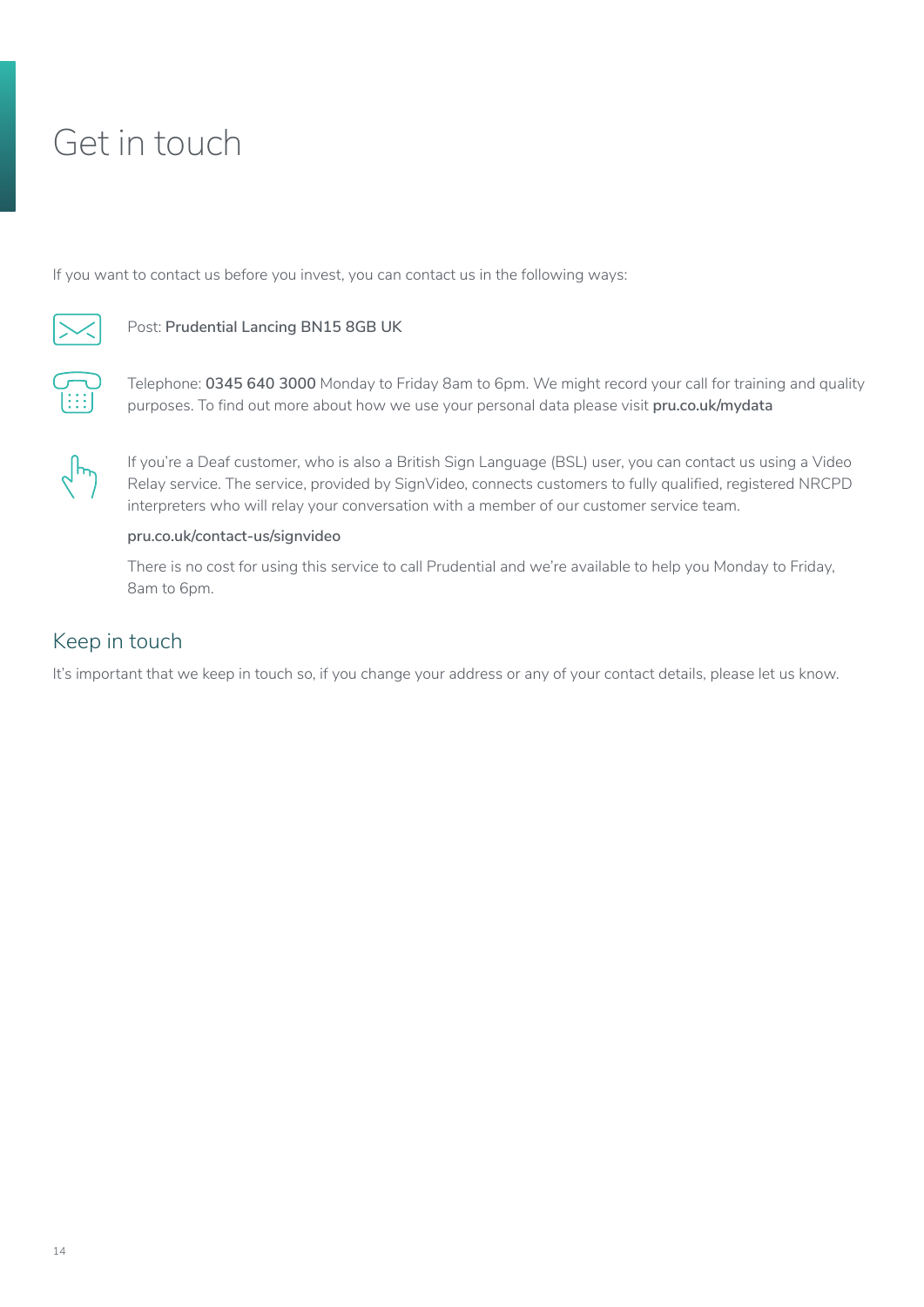# Get in touch

If you want to contact us before you invest, you can contact us in the following ways:

Post: **Prudential Lancing BN15 8GB UK**

Telephone: **0345 640 3000** Monday to Friday 8am to 6pm. We might record your call for training and quality purposes. To find out more about how we use your personal data please visit **pru.co.uk/mydata**

If you're a Deaf customer, who is also a British Sign Language (BSL) user, you can contact us using a Video Relay service. The service, provided by SignVideo, connects customers to fully qualified, registered NRCPD interpreters who will relay your conversation with a member of our customer service team.

**pru.co.uk/contact-us/signvideo**

There is no cost for using this service to call Prudential and we're available to help you Monday to Friday, 8am to 6pm.

## Keep in touch

It's important that we keep in touch so, if you change your address or any of your contact details, please let us know.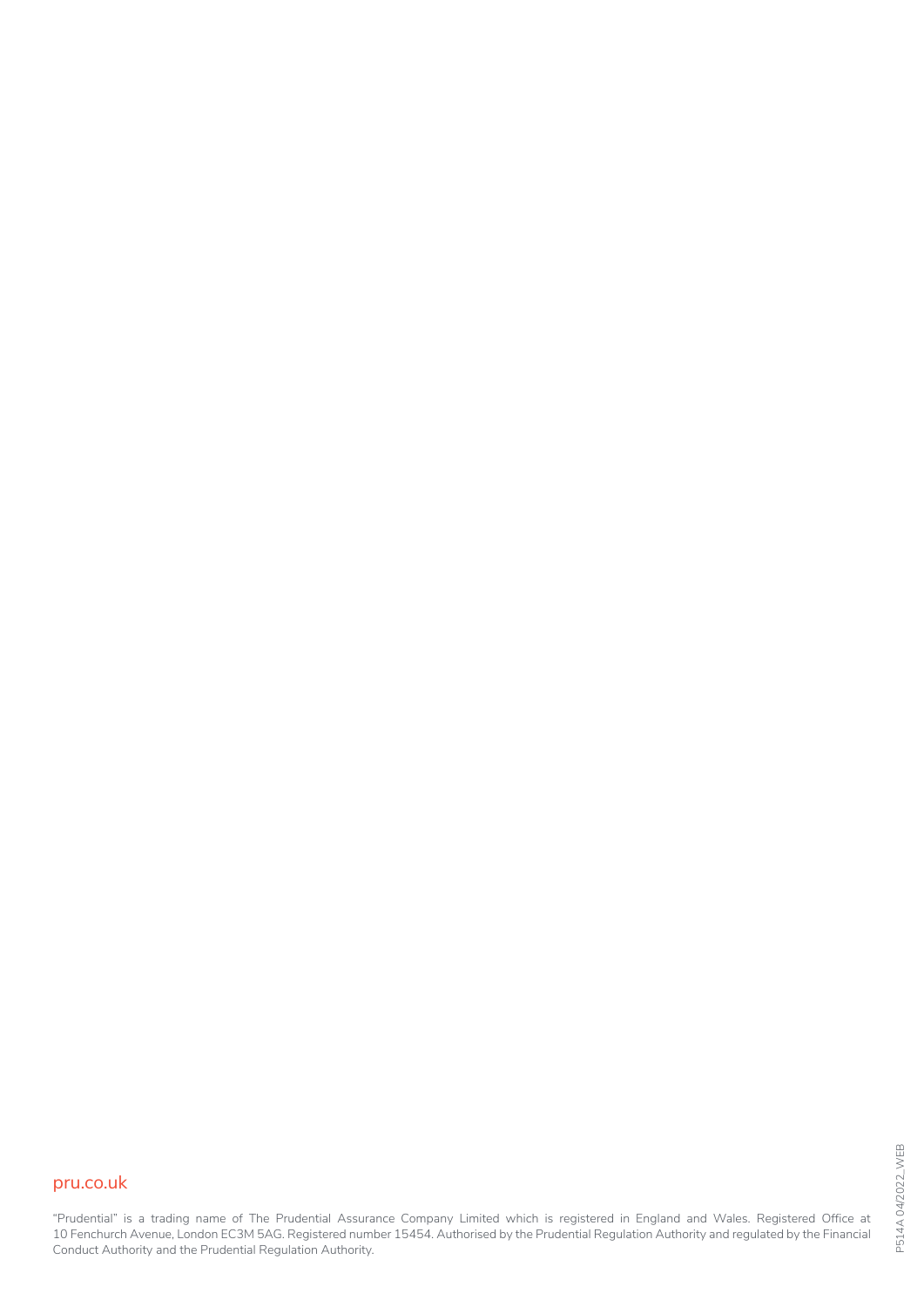pru.co.uk

"Prudential" is a trading name of The Prudential Assurance Company Limited which is registered in England and Wales. Registered Office at 10 Fenchurch Avenue, London EC3M 5AG. Registered number 15454. Authorised by the Prudential Regulation Authority and regulated by the Financial Conduct Authority and the Prudential Regulation Authority.

P514A 04/2022_WEB